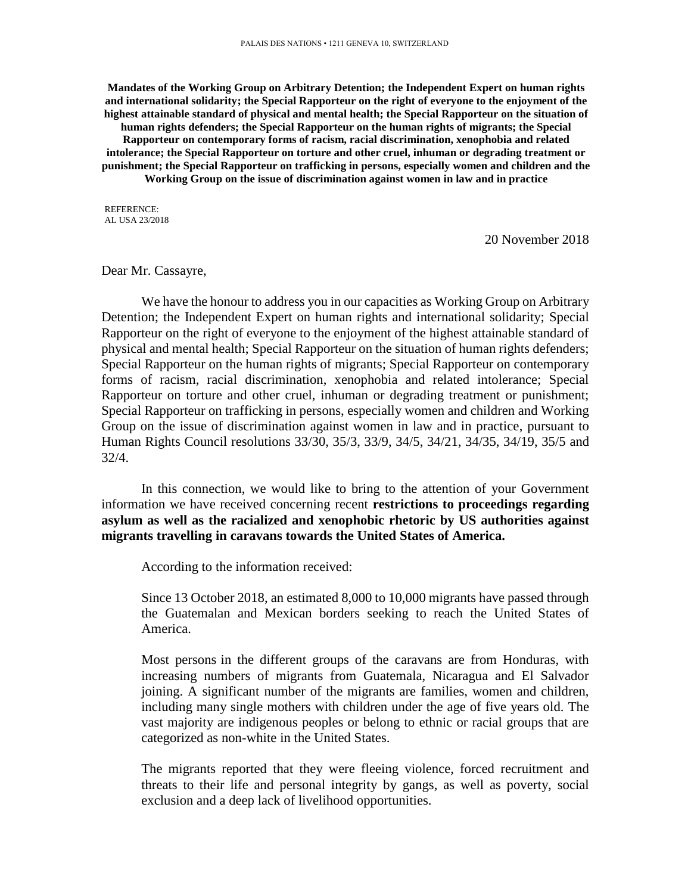PALAIS DES NATIONS • 1211 GENEVA 10, SWITZERLAND

**Mandates of the Working Group on Arbitrary Detention; the Independent Expert on human rights and international solidarity; the Special Rapporteur on the right of everyone to the enjoyment of the highest attainable standard of physical and mental health; the Special Rapporteur on the situation of human rights defenders; the Special Rapporteur on the human rights of migrants; the Special Rapporteur on contemporary forms of racism, racial discrimination, xenophobia and related intolerance; the Special Rapporteur on torture and other cruel, inhuman or degrading treatment or punishment; the Special Rapporteur on trafficking in persons, especially women and children and the Working Group on the issue of discrimination against women in law and in practice**

REFERENCE:
AL USA 23/2018

20 November 2018

Dear Mr. Cassayre,

We have the honour to address you in our capacities as Working Group on Arbitrary Detention; the Independent Expert on human rights and international solidarity; Special Rapporteur on the right of everyone to the enjoyment of the highest attainable standard of physical and mental health; Special Rapporteur on the situation of human rights defenders; Special Rapporteur on the human rights of migrants; Special Rapporteur on contemporary forms of racism, racial discrimination, xenophobia and related intolerance; Special Rapporteur on torture and other cruel, inhuman or degrading treatment or punishment; Special Rapporteur on trafficking in persons, especially women and children and Working Group on the issue of discrimination against women in law and in practice, pursuant to Human Rights Council resolutions 33/30, 35/3, 33/9, 34/5, 34/21, 34/35, 34/19, 35/5 and 32/4.

In this connection, we would like to bring to the attention of your Government information we have received concerning recent **restrictions to proceedings regarding asylum as well as the racialized and xenophobic rhetoric by US authorities against migrants travelling in caravans towards the United States of America.**

According to the information received:

> Since 13 October 2018, an estimated 8,000 to 10,000 migrants have passed through the Guatemalan and Mexican borders seeking to reach the United States of America.
>
> Most persons in the different groups of the caravans are from Honduras, with increasing numbers of migrants from Guatemala, Nicaragua and El Salvador joining. A significant number of the migrants are families, women and children, including many single mothers with children under the age of five years old. The vast majority are indigenous peoples or belong to ethnic or racial groups that are categorized as non-white in the United States.
>
> The migrants reported that they were fleeing violence, forced recruitment and threats to their life and personal integrity by gangs, as well as poverty, social exclusion and a deep lack of livelihood opportunities.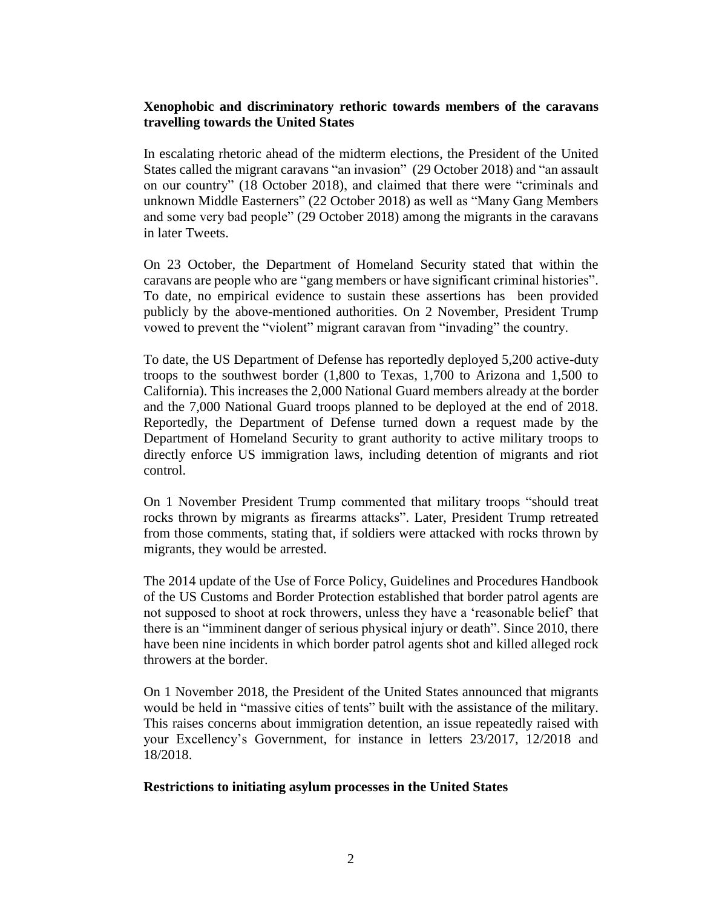**Xenophobic and discriminatory rethoric towards members of the caravans travelling towards the United States**

In escalating rhetoric ahead of the midterm elections, the President of the United States called the migrant caravans "an invasion" (29 October 2018) and "an assault on our country" (18 October 2018), and claimed that there were "criminals and unknown Middle Easterners" (22 October 2018) as well as "Many Gang Members and some very bad people" (29 October 2018) among the migrants in the caravans in later Tweets.

On 23 October, the Department of Homeland Security stated that within the caravans are people who are "gang members or have significant criminal histories". To date, no empirical evidence to sustain these assertions has been provided publicly by the above-mentioned authorities. On 2 November, President Trump vowed to prevent the "violent" migrant caravan from "invading" the country.

To date, the US Department of Defense has reportedly deployed 5,200 active-duty troops to the southwest border (1,800 to Texas, 1,700 to Arizona and 1,500 to California). This increases the 2,000 National Guard members already at the border and the 7,000 National Guard troops planned to be deployed at the end of 2018. Reportedly, the Department of Defense turned down a request made by the Department of Homeland Security to grant authority to active military troops to directly enforce US immigration laws, including detention of migrants and riot control.

On 1 November President Trump commented that military troops "should treat rocks thrown by migrants as firearms attacks". Later, President Trump retreated from those comments, stating that, if soldiers were attacked with rocks thrown by migrants, they would be arrested.

The 2014 update of the Use of Force Policy, Guidelines and Procedures Handbook of the US Customs and Border Protection established that border patrol agents are not supposed to shoot at rock throwers, unless they have a 'reasonable belief' that there is an "imminent danger of serious physical injury or death". Since 2010, there have been nine incidents in which border patrol agents shot and killed alleged rock throwers at the border.

On 1 November 2018, the President of the United States announced that migrants would be held in "massive cities of tents" built with the assistance of the military. This raises concerns about immigration detention, an issue repeatedly raised with your Excellency's Government, for instance in letters 23/2017, 12/2018 and 18/2018.

**Restrictions to initiating asylum processes in the United States**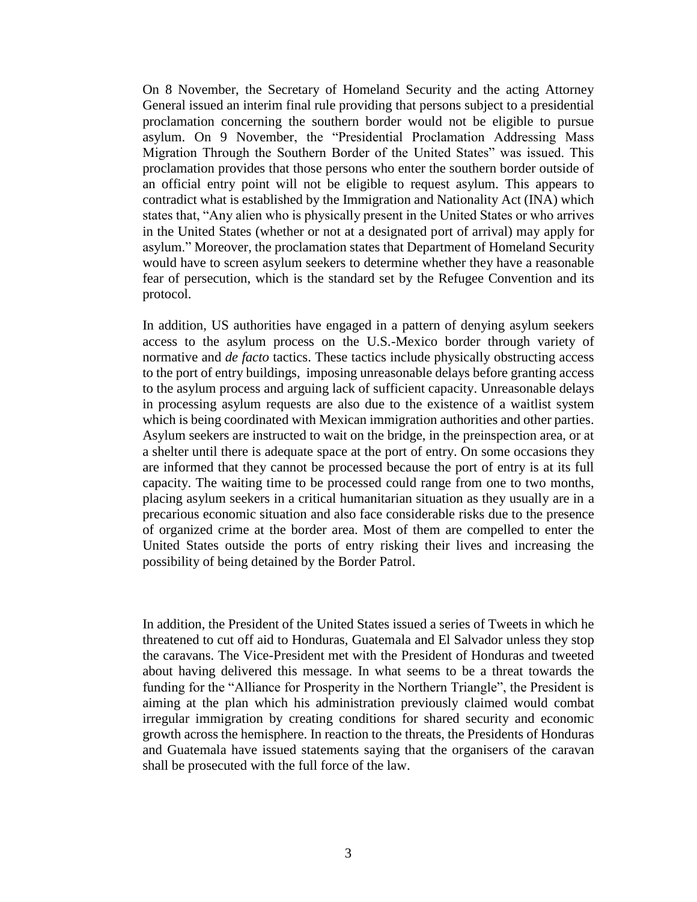On 8 November, the Secretary of Homeland Security and the acting Attorney General issued an interim final rule providing that persons subject to a presidential proclamation concerning the southern border would not be eligible to pursue asylum. On 9 November, the "Presidential Proclamation Addressing Mass Migration Through the Southern Border of the United States" was issued. This proclamation provides that those persons who enter the southern border outside of an official entry point will not be eligible to request asylum. This appears to contradict what is established by the Immigration and Nationality Act (INA) which states that, "Any alien who is physically present in the United States or who arrives in the United States (whether or not at a designated port of arrival) may apply for asylum." Moreover, the proclamation states that Department of Homeland Security would have to screen asylum seekers to determine whether they have a reasonable fear of persecution, which is the standard set by the Refugee Convention and its protocol.

In addition, US authorities have engaged in a pattern of denying asylum seekers access to the asylum process on the U.S.-Mexico border through variety of normative and *de facto* tactics. These tactics include physically obstructing access to the port of entry buildings, imposing unreasonable delays before granting access to the asylum process and arguing lack of sufficient capacity. Unreasonable delays in processing asylum requests are also due to the existence of a waitlist system which is being coordinated with Mexican immigration authorities and other parties. Asylum seekers are instructed to wait on the bridge, in the preinspection area, or at a shelter until there is adequate space at the port of entry. On some occasions they are informed that they cannot be processed because the port of entry is at its full capacity. The waiting time to be processed could range from one to two months, placing asylum seekers in a critical humanitarian situation as they usually are in a precarious economic situation and also face considerable risks due to the presence of organized crime at the border area. Most of them are compelled to enter the United States outside the ports of entry risking their lives and increasing the possibility of being detained by the Border Patrol.

In addition, the President of the United States issued a series of Tweets in which he threatened to cut off aid to Honduras, Guatemala and El Salvador unless they stop the caravans. The Vice-President met with the President of Honduras and tweeted about having delivered this message. In what seems to be a threat towards the funding for the "Alliance for Prosperity in the Northern Triangle", the President is aiming at the plan which his administration previously claimed would combat irregular immigration by creating conditions for shared security and economic growth across the hemisphere. In reaction to the threats, the Presidents of Honduras and Guatemala have issued statements saying that the organisers of the caravan shall be prosecuted with the full force of the law.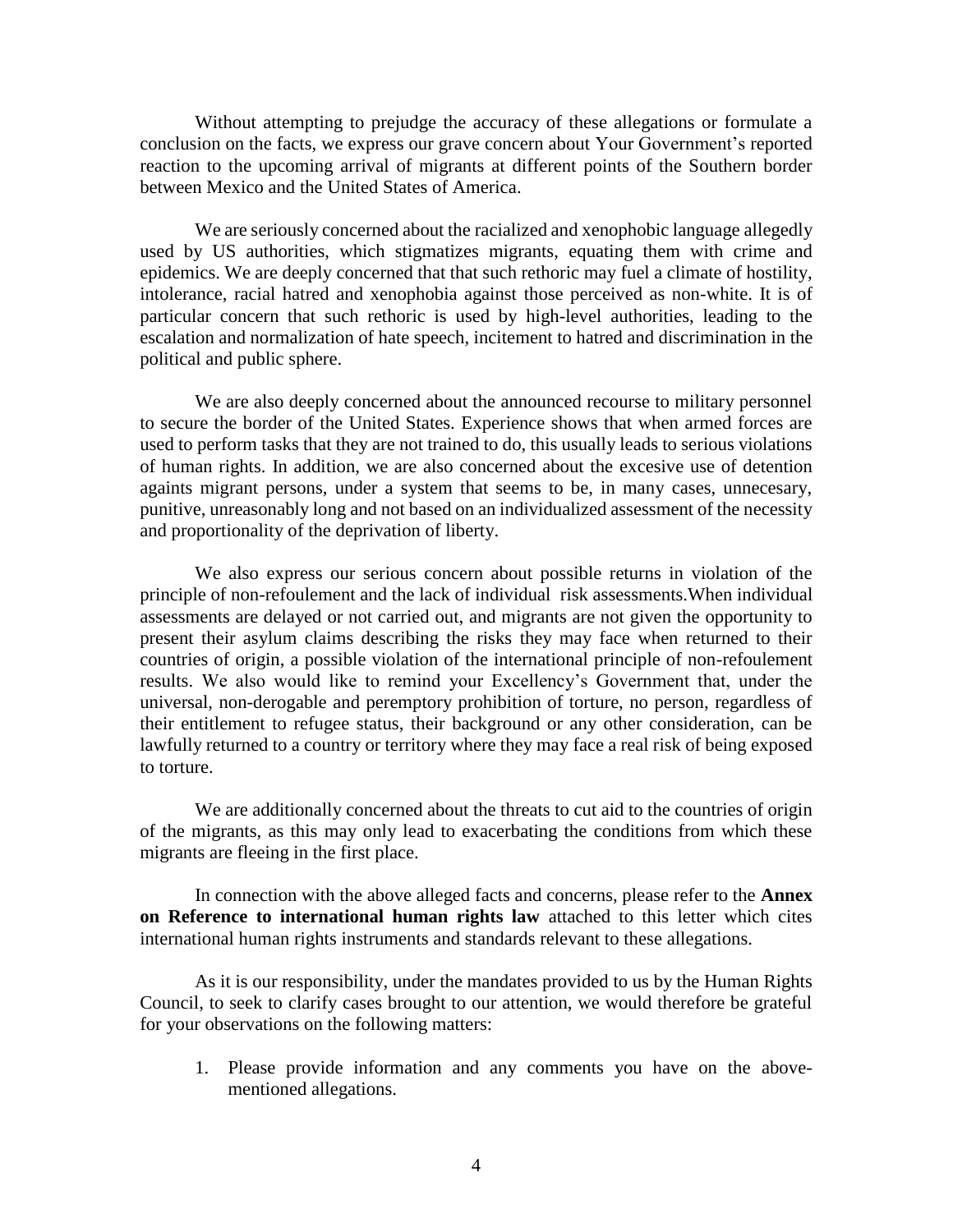Without attempting to prejudge the accuracy of these allegations or formulate a conclusion on the facts, we express our grave concern about Your Government's reported reaction to the upcoming arrival of migrants at different points of the Southern border between Mexico and the United States of America.

We are seriously concerned about the racialized and xenophobic language allegedly used by US authorities, which stigmatizes migrants, equating them with crime and epidemics. We are deeply concerned that that such rethoric may fuel a climate of hostility, intolerance, racial hatred and xenophobia against those perceived as non-white. It is of particular concern that such rethoric is used by high-level authorities, leading to the escalation and normalization of hate speech, incitement to hatred and discrimination in the political and public sphere.

We are also deeply concerned about the announced recourse to military personnel to secure the border of the United States. Experience shows that when armed forces are used to perform tasks that they are not trained to do, this usually leads to serious violations of human rights. In addition, we are also concerned about the excesive use of detention againts migrant persons, under a system that seems to be, in many cases, unnecesary, punitive, unreasonably long and not based on an individualized assessment of the necessity and proportionality of the deprivation of liberty.

We also express our serious concern about possible returns in violation of the principle of non-refoulement and the lack of individual risk assessments.When individual assessments are delayed or not carried out, and migrants are not given the opportunity to present their asylum claims describing the risks they may face when returned to their countries of origin, a possible violation of the international principle of non-refoulement results. We also would like to remind your Excellency's Government that, under the universal, non-derogable and peremptory prohibition of torture, no person, regardless of their entitlement to refugee status, their background or any other consideration, can be lawfully returned to a country or territory where they may face a real risk of being exposed to torture.

We are additionally concerned about the threats to cut aid to the countries of origin of the migrants, as this may only lead to exacerbating the conditions from which these migrants are fleeing in the first place.

In connection with the above alleged facts and concerns, please refer to the **Annex on Reference to international human rights law** attached to this letter which cites international human rights instruments and standards relevant to these allegations.

As it is our responsibility, under the mandates provided to us by the Human Rights Council, to seek to clarify cases brought to our attention, we would therefore be grateful for your observations on the following matters:

1. Please provide information and any comments you have on the above-mentioned allegations.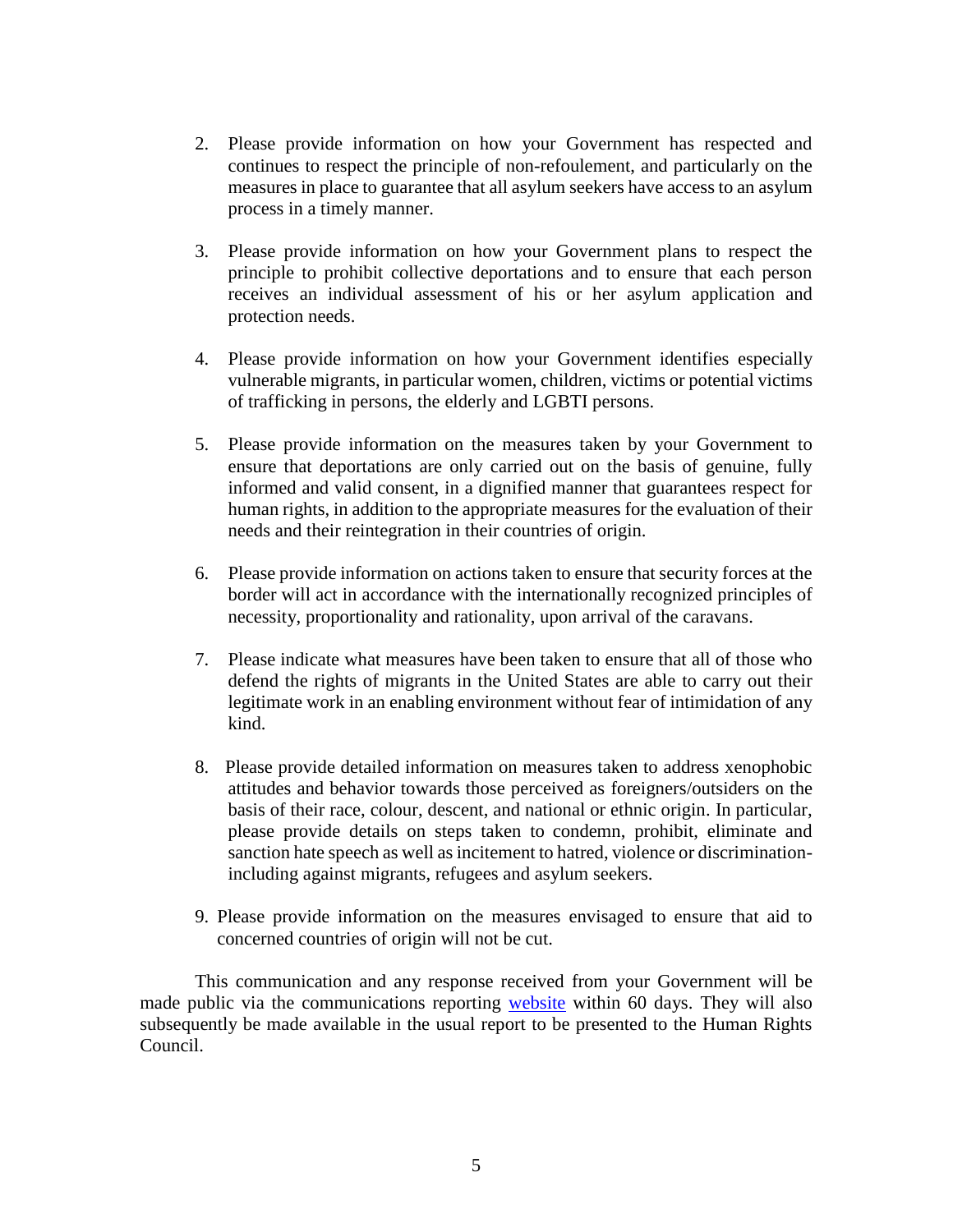2. Please provide information on how your Government has respected and continues to respect the principle of non-refoulement, and particularly on the measures in place to guarantee that all asylum seekers have access to an asylum process in a timely manner.

3. Please provide information on how your Government plans to respect the principle to prohibit collective deportations and to ensure that each person receives an individual assessment of his or her asylum application and protection needs.

4. Please provide information on how your Government identifies especially vulnerable migrants, in particular women, children, victims or potential victims of trafficking in persons, the elderly and LGBTI persons.

5. Please provide information on the measures taken by your Government to ensure that deportations are only carried out on the basis of genuine, fully informed and valid consent, in a dignified manner that guarantees respect for human rights, in addition to the appropriate measures for the evaluation of their needs and their reintegration in their countries of origin.

6. Please provide information on actions taken to ensure that security forces at the border will act in accordance with the internationally recognized principles of necessity, proportionality and rationality, upon arrival of the caravans.

7. Please indicate what measures have been taken to ensure that all of those who defend the rights of migrants in the United States are able to carry out their legitimate work in an enabling environment without fear of intimidation of any kind.

8. Please provide detailed information on measures taken to address xenophobic attitudes and behavior towards those perceived as foreigners/outsiders on the basis of their race, colour, descent, and national or ethnic origin. In particular, please provide details on steps taken to condemn, prohibit, eliminate and sanction hate speech as well as incitement to hatred, violence or discrimination- including against migrants, refugees and asylum seekers.

9. Please provide information on the measures envisaged to ensure that aid to concerned countries of origin will not be cut.

This communication and any response received from your Government will be made public via the communications reporting website within 60 days. They will also subsequently be made available in the usual report to be presented to the Human Rights Council.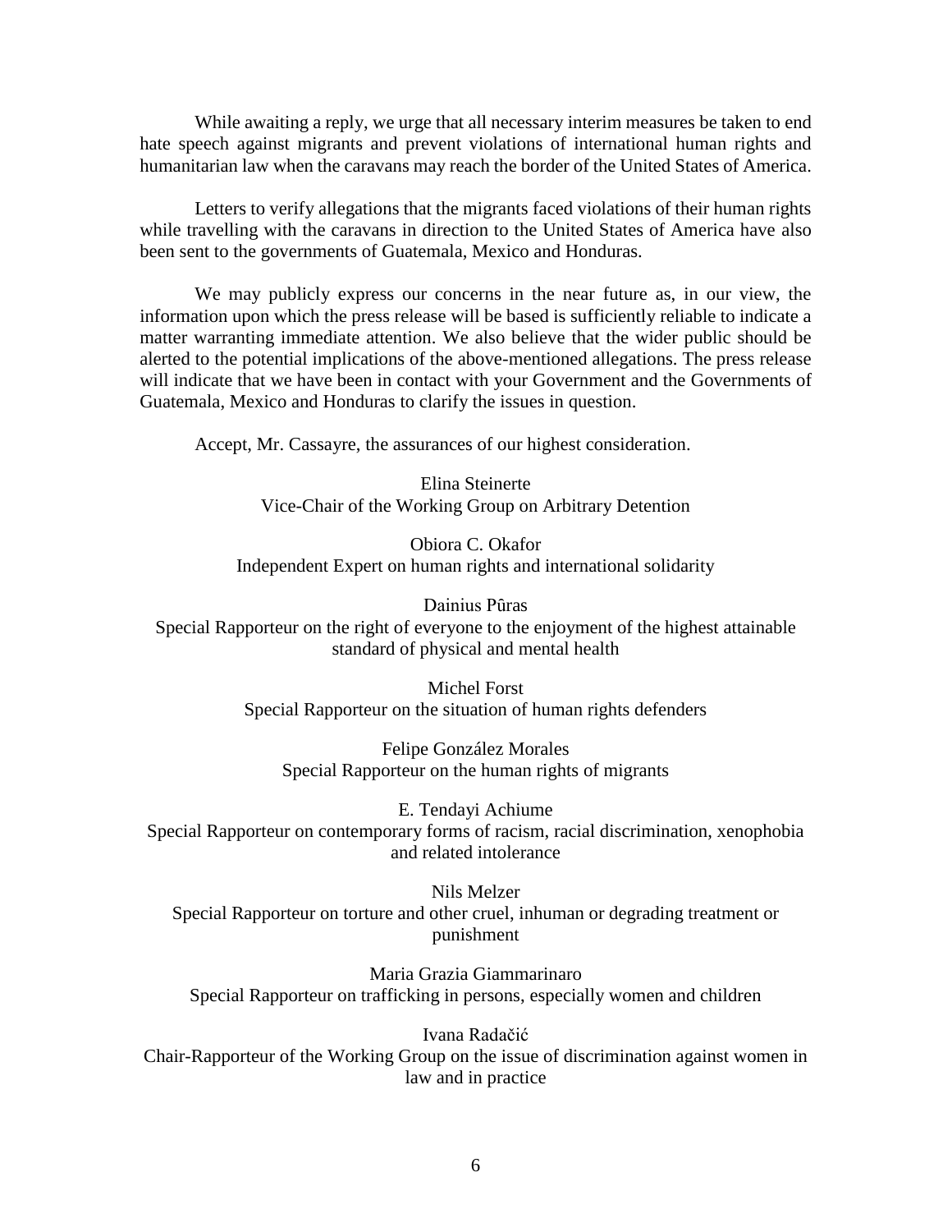While awaiting a reply, we urge that all necessary interim measures be taken to end hate speech against migrants and prevent violations of international human rights and humanitarian law when the caravans may reach the border of the United States of America.

Letters to verify allegations that the migrants faced violations of their human rights while travelling with the caravans in direction to the United States of America have also been sent to the governments of Guatemala, Mexico and Honduras.

We may publicly express our concerns in the near future as, in our view, the information upon which the press release will be based is sufficiently reliable to indicate a matter warranting immediate attention. We also believe that the wider public should be alerted to the potential implications of the above-mentioned allegations. The press release will indicate that we have been in contact with your Government and the Governments of Guatemala, Mexico and Honduras to clarify the issues in question.

Accept, Mr. Cassayre, the assurances of our highest consideration.

Elina Steinerte
Vice-Chair of the Working Group on Arbitrary Detention

Obiora C. Okafor
Independent Expert on human rights and international solidarity

Dainius Pûras
Special Rapporteur on the right of everyone to the enjoyment of the highest attainable standard of physical and mental health

Michel Forst
Special Rapporteur on the situation of human rights defenders

Felipe González Morales
Special Rapporteur on the human rights of migrants

E. Tendayi Achiume
Special Rapporteur on contemporary forms of racism, racial discrimination, xenophobia and related intolerance

Nils Melzer
Special Rapporteur on torture and other cruel, inhuman or degrading treatment or punishment

Maria Grazia Giammarinaro
Special Rapporteur on trafficking in persons, especially women and children

Ivana Radačić
Chair-Rapporteur of the Working Group on the issue of discrimination against women in law and in practice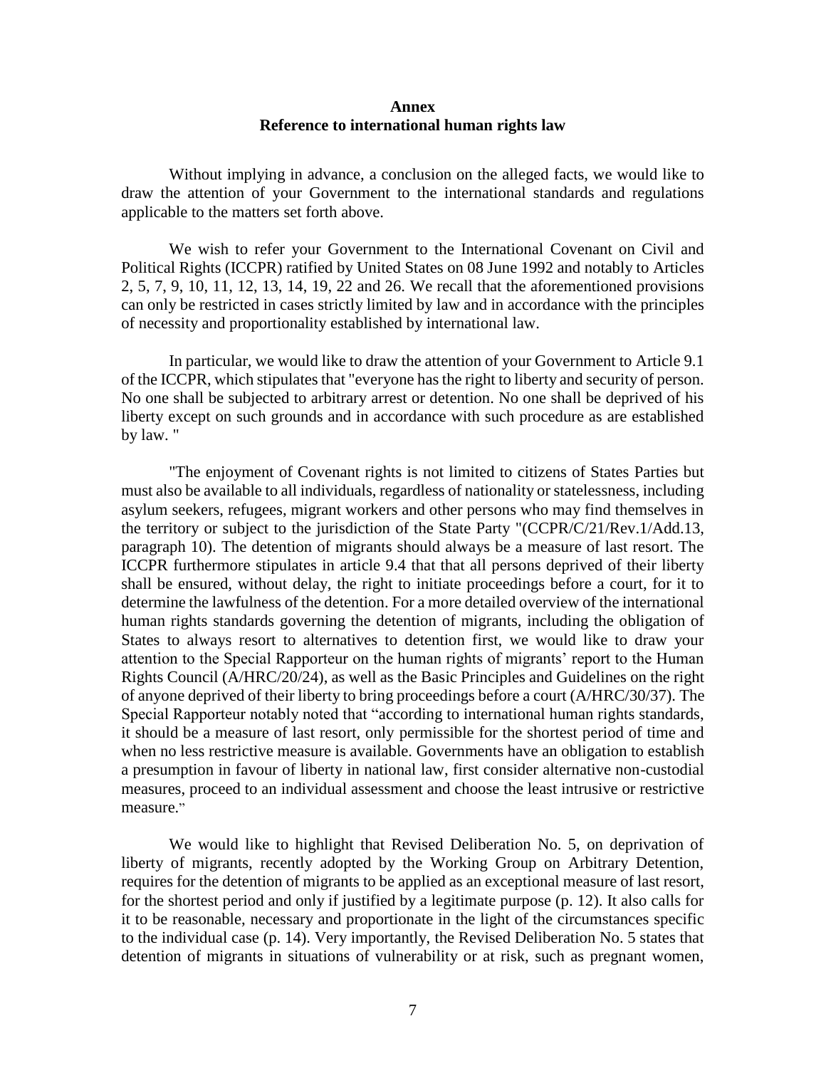**Annex**
**Reference to international human rights law**

Without implying in advance, a conclusion on the alleged facts, we would like to draw the attention of your Government to the international standards and regulations applicable to the matters set forth above.

We wish to refer your Government to the International Covenant on Civil and Political Rights (ICCPR) ratified by United States on 08 June 1992 and notably to Articles 2, 5, 7, 9, 10, 11, 12, 13, 14, 19, 22 and 26. We recall that the aforementioned provisions can only be restricted in cases strictly limited by law and in accordance with the principles of necessity and proportionality established by international law.

In particular, we would like to draw the attention of your Government to Article 9.1 of the ICCPR, which stipulates that "everyone has the right to liberty and security of person. No one shall be subjected to arbitrary arrest or detention. No one shall be deprived of his liberty except on such grounds and in accordance with such procedure as are established by law. "

"The enjoyment of Covenant rights is not limited to citizens of States Parties but must also be available to all individuals, regardless of nationality or statelessness, including asylum seekers, refugees, migrant workers and other persons who may find themselves in the territory or subject to the jurisdiction of the State Party "(CCPR/C/21/Rev.1/Add.13, paragraph 10). The detention of migrants should always be a measure of last resort. The ICCPR furthermore stipulates in article 9.4 that that all persons deprived of their liberty shall be ensured, without delay, the right to initiate proceedings before a court, for it to determine the lawfulness of the detention. For a more detailed overview of the international human rights standards governing the detention of migrants, including the obligation of States to always resort to alternatives to detention first, we would like to draw your attention to the Special Rapporteur on the human rights of migrants' report to the Human Rights Council (A/HRC/20/24), as well as the Basic Principles and Guidelines on the right of anyone deprived of their liberty to bring proceedings before a court (A/HRC/30/37). The Special Rapporteur notably noted that "according to international human rights standards, it should be a measure of last resort, only permissible for the shortest period of time and when no less restrictive measure is available. Governments have an obligation to establish a presumption in favour of liberty in national law, first consider alternative non-custodial measures, proceed to an individual assessment and choose the least intrusive or restrictive measure."

We would like to highlight that Revised Deliberation No. 5, on deprivation of liberty of migrants, recently adopted by the Working Group on Arbitrary Detention, requires for the detention of migrants to be applied as an exceptional measure of last resort, for the shortest period and only if justified by a legitimate purpose (p. 12). It also calls for it to be reasonable, necessary and proportionate in the light of the circumstances specific to the individual case (p. 14). Very importantly, the Revised Deliberation No. 5 states that detention of migrants in situations of vulnerability or at risk, such as pregnant women,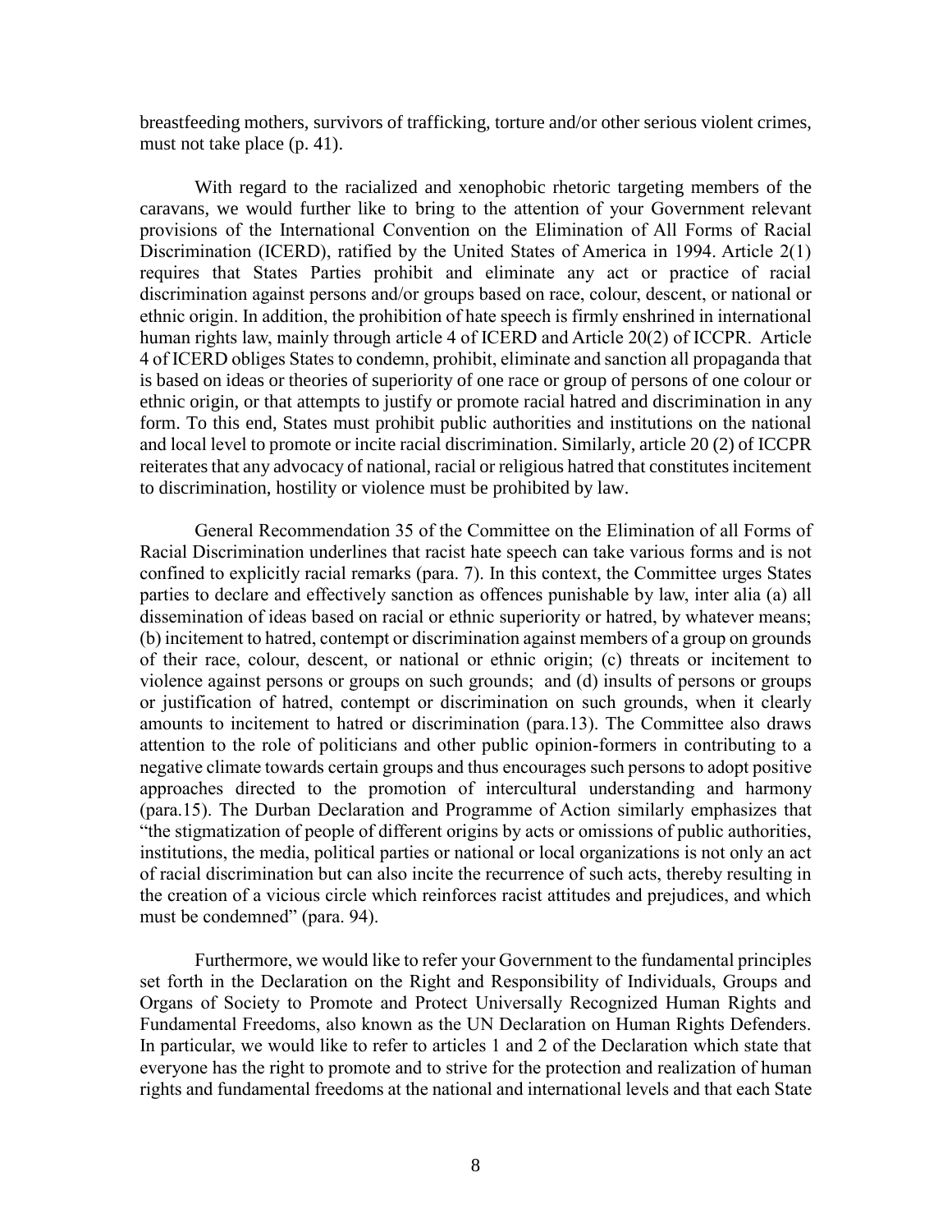breastfeeding mothers, survivors of trafficking, torture and/or other serious violent crimes, must not take place (p. 41).

With regard to the racialized and xenophobic rhetoric targeting members of the caravans, we would further like to bring to the attention of your Government relevant provisions of the International Convention on the Elimination of All Forms of Racial Discrimination (ICERD), ratified by the United States of America in 1994. Article 2(1) requires that States Parties prohibit and eliminate any act or practice of racial discrimination against persons and/or groups based on race, colour, descent, or national or ethnic origin. In addition, the prohibition of hate speech is firmly enshrined in international human rights law, mainly through article 4 of ICERD and Article 20(2) of ICCPR. Article 4 of ICERD obliges States to condemn, prohibit, eliminate and sanction all propaganda that is based on ideas or theories of superiority of one race or group of persons of one colour or ethnic origin, or that attempts to justify or promote racial hatred and discrimination in any form. To this end, States must prohibit public authorities and institutions on the national and local level to promote or incite racial discrimination. Similarly, article 20 (2) of ICCPR reiterates that any advocacy of national, racial or religious hatred that constitutes incitement to discrimination, hostility or violence must be prohibited by law.

General Recommendation 35 of the Committee on the Elimination of all Forms of Racial Discrimination underlines that racist hate speech can take various forms and is not confined to explicitly racial remarks (para. 7). In this context, the Committee urges States parties to declare and effectively sanction as offences punishable by law, inter alia (a) all dissemination of ideas based on racial or ethnic superiority or hatred, by whatever means; (b) incitement to hatred, contempt or discrimination against members of a group on grounds of their race, colour, descent, or national or ethnic origin; (c) threats or incitement to violence against persons or groups on such grounds; and (d) insults of persons or groups or justification of hatred, contempt or discrimination on such grounds, when it clearly amounts to incitement to hatred or discrimination (para.13). The Committee also draws attention to the role of politicians and other public opinion-formers in contributing to a negative climate towards certain groups and thus encourages such persons to adopt positive approaches directed to the promotion of intercultural understanding and harmony (para.15). The Durban Declaration and Programme of Action similarly emphasizes that "the stigmatization of people of different origins by acts or omissions of public authorities, institutions, the media, political parties or national or local organizations is not only an act of racial discrimination but can also incite the recurrence of such acts, thereby resulting in the creation of a vicious circle which reinforces racist attitudes and prejudices, and which must be condemned" (para. 94).

Furthermore, we would like to refer your Government to the fundamental principles set forth in the Declaration on the Right and Responsibility of Individuals, Groups and Organs of Society to Promote and Protect Universally Recognized Human Rights and Fundamental Freedoms, also known as the UN Declaration on Human Rights Defenders. In particular, we would like to refer to articles 1 and 2 of the Declaration which state that everyone has the right to promote and to strive for the protection and realization of human rights and fundamental freedoms at the national and international levels and that each State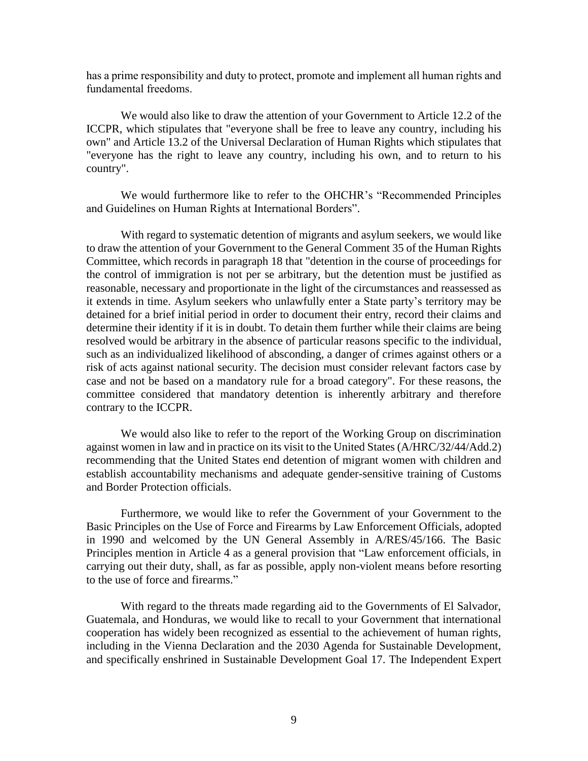has a prime responsibility and duty to protect, promote and implement all human rights and fundamental freedoms.

We would also like to draw the attention of your Government to Article 12.2 of the ICCPR, which stipulates that "everyone shall be free to leave any country, including his own" and Article 13.2 of the Universal Declaration of Human Rights which stipulates that "everyone has the right to leave any country, including his own, and to return to his country".

We would furthermore like to refer to the OHCHR's "Recommended Principles and Guidelines on Human Rights at International Borders".

With regard to systematic detention of migrants and asylum seekers, we would like to draw the attention of your Government to the General Comment 35 of the Human Rights Committee, which records in paragraph 18 that "detention in the course of proceedings for the control of immigration is not per se arbitrary, but the detention must be justified as reasonable, necessary and proportionate in the light of the circumstances and reassessed as it extends in time. Asylum seekers who unlawfully enter a State party's territory may be detained for a brief initial period in order to document their entry, record their claims and determine their identity if it is in doubt. To detain them further while their claims are being resolved would be arbitrary in the absence of particular reasons specific to the individual, such as an individualized likelihood of absconding, a danger of crimes against others or a risk of acts against national security. The decision must consider relevant factors case by case and not be based on a mandatory rule for a broad category". For these reasons, the committee considered that mandatory detention is inherently arbitrary and therefore contrary to the ICCPR.

We would also like to refer to the report of the Working Group on discrimination against women in law and in practice on its visit to the United States (A/HRC/32/44/Add.2) recommending that the United States end detention of migrant women with children and establish accountability mechanisms and adequate gender-sensitive training of Customs and Border Protection officials.

Furthermore, we would like to refer the Government of your Government to the Basic Principles on the Use of Force and Firearms by Law Enforcement Officials, adopted in 1990 and welcomed by the UN General Assembly in A/RES/45/166. The Basic Principles mention in Article 4 as a general provision that "Law enforcement officials, in carrying out their duty, shall, as far as possible, apply non-violent means before resorting to the use of force and firearms."

With regard to the threats made regarding aid to the Governments of El Salvador, Guatemala, and Honduras, we would like to recall to your Government that international cooperation has widely been recognized as essential to the achievement of human rights, including in the Vienna Declaration and the 2030 Agenda for Sustainable Development, and specifically enshrined in Sustainable Development Goal 17. The Independent Expert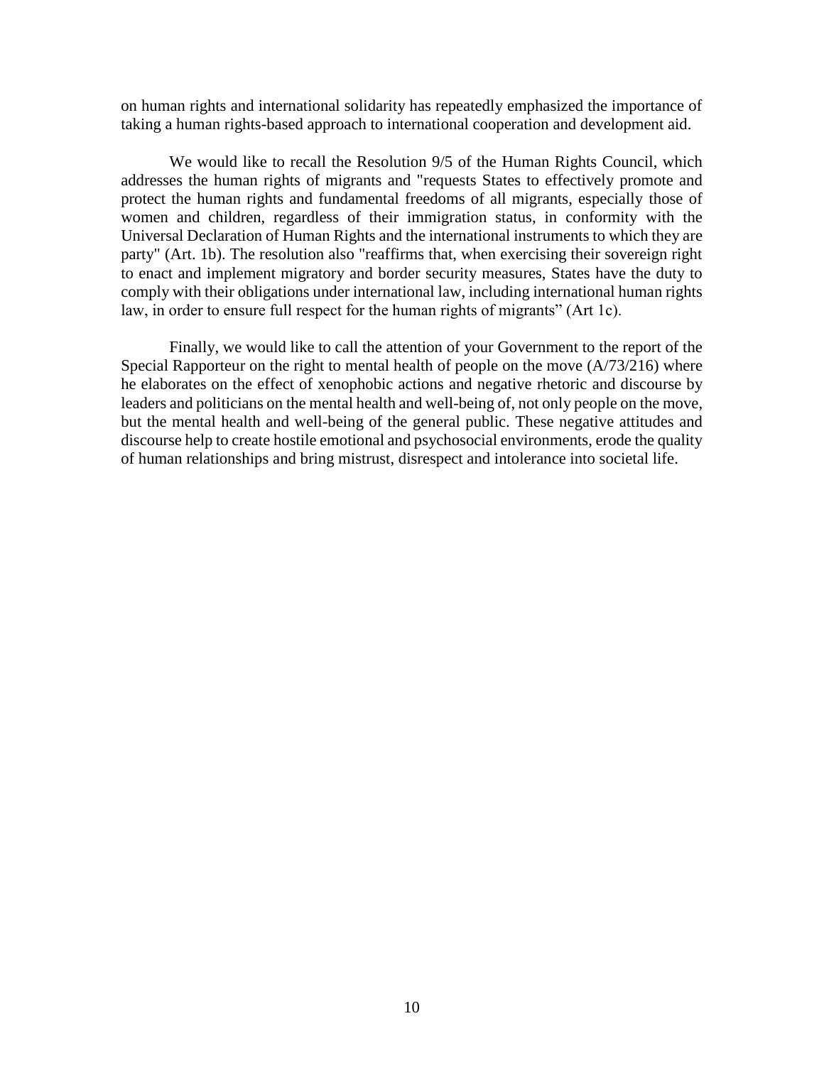on human rights and international solidarity has repeatedly emphasized the importance of taking a human rights-based approach to international cooperation and development aid.

We would like to recall the Resolution 9/5 of the Human Rights Council, which addresses the human rights of migrants and "requests States to effectively promote and protect the human rights and fundamental freedoms of all migrants, especially those of women and children, regardless of their immigration status, in conformity with the Universal Declaration of Human Rights and the international instruments to which they are party" (Art. 1b). The resolution also "reaffirms that, when exercising their sovereign right to enact and implement migratory and border security measures, States have the duty to comply with their obligations under international law, including international human rights law, in order to ensure full respect for the human rights of migrants" (Art 1c).

Finally, we would like to call the attention of your Government to the report of the Special Rapporteur on the right to mental health of people on the move (A/73/216) where he elaborates on the effect of xenophobic actions and negative rhetoric and discourse by leaders and politicians on the mental health and well-being of, not only people on the move, but the mental health and well-being of the general public. These negative attitudes and discourse help to create hostile emotional and psychosocial environments, erode the quality of human relationships and bring mistrust, disrespect and intolerance into societal life.